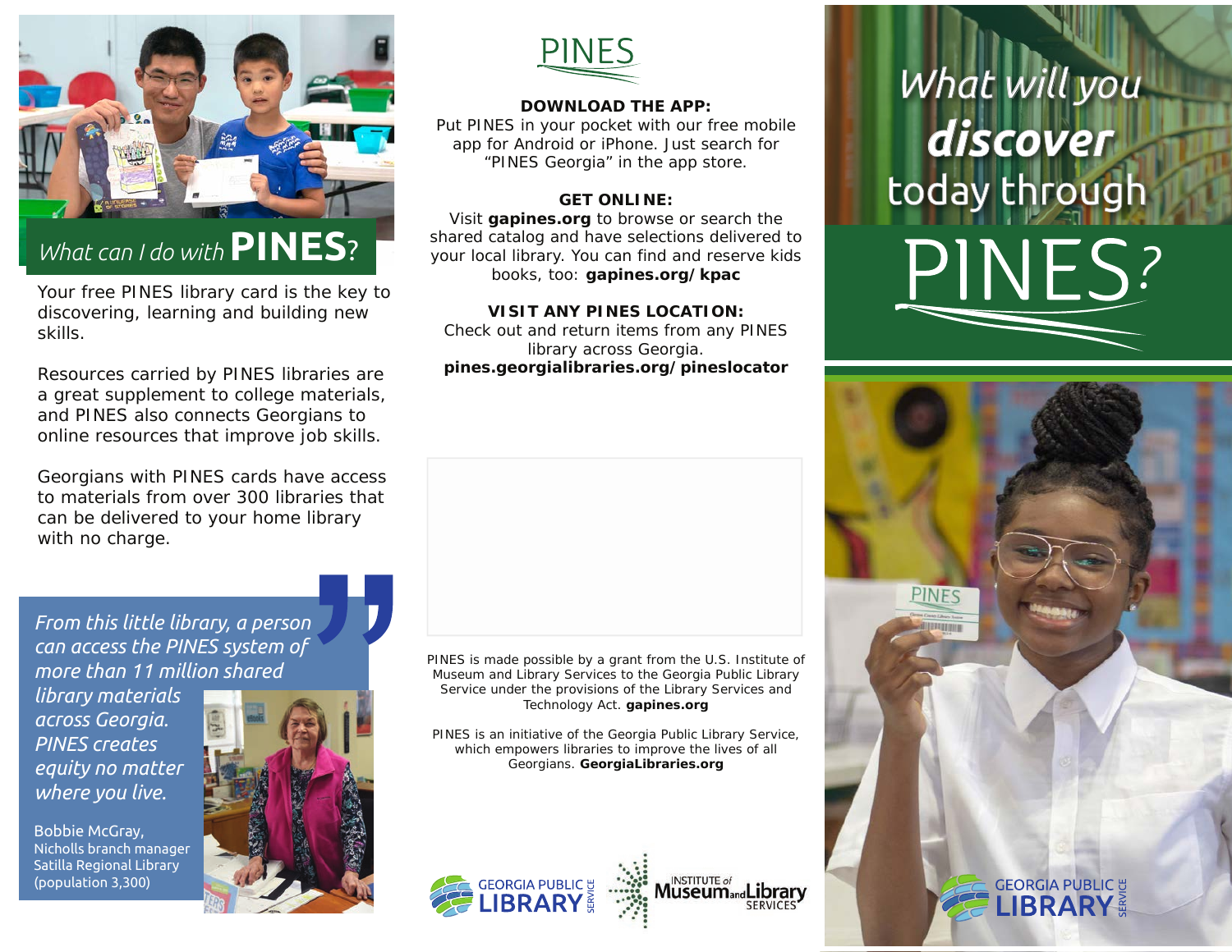## *What can I do with* PINES?

Your free PINES library card is the key to discovering, learning and building new skills.

Resources carried by PINES libraries are a great supplement to college materials, and PINES also connects Georgians to online resources that improve job skills.

Georgians with PINES cards have access to materials from over 300 libraries that can be delivered to your home library with no charge.

> *From this little library, a person can access the PINES system of more than 11 million shared library materials across Georgia. PINES creates equity no matter where you live.*
>
> Bobbie McGray,
> Nicholls branch manager
> Satilla Regional Library
> (population 3,300)

PINES

**DOWNLOAD THE APP:**
Put PINES in your pocket with our free mobile app for Android or iPhone. Just search for "PINES Georgia" in the app store.

**GET ONLINE:**
Visit **gapines.org** to browse or search the shared catalog and have selections delivered to your local library. You can find and reserve kids books, too: **gapines.org/kpac**

**VISIT ANY PINES LOCATION:**
Check out and return items from any PINES library across Georgia.
**pines.georgialibraries.org/pineslocator**

PINES is made possible by a grant from the U.S. Institute of Museum and Library Services to the Georgia Public Library Service under the provisions of the Library Services and Technology Act. **gapines.org**

PINES is an initiative of the Georgia Public Library Service, which empowers libraries to improve the lives of all Georgians. **GeorgiaLibraries.org**

GEORGIA PUBLIC LIBRARY SERVICE

INSTITUTE of Museum and Library SERVICES

# *What will you* ***discover*** *today through* PINES?

GEORGIA PUBLIC LIBRARY SERVICE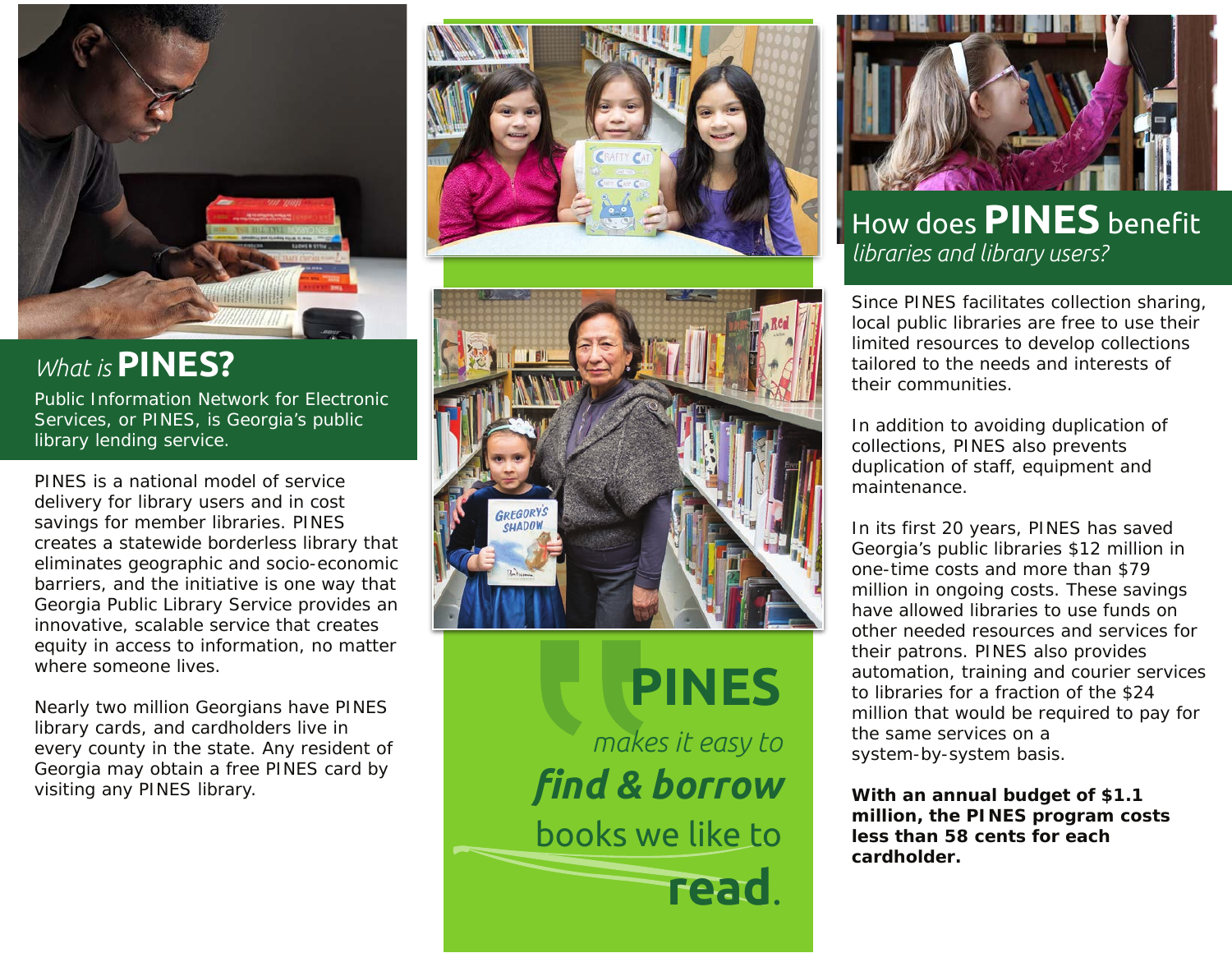## *What is* **PINES?**

Public Information Network for Electronic Services, or PINES, is Georgia's public library lending service.

PINES is a national model of service delivery for library users and in cost savings for member libraries. PINES creates a statewide borderless library that eliminates geographic and socio-economic barriers, and the initiative is one way that Georgia Public Library Service provides an innovative, scalable service that creates equity in access to information, no matter where someone lives.

Nearly two million Georgians have PINES library cards, and cardholders live in every county in the state. Any resident of Georgia may obtain a free PINES card by visiting any PINES library.

> **PINES** *makes it easy to* ***find & borrow*** books we like to **read**.

## How does **PINES** benefit *libraries and library users?*

Since PINES facilitates collection sharing, local public libraries are free to use their limited resources to develop collections tailored to the needs and interests of their communities.

In addition to avoiding duplication of collections, PINES also prevents duplication of staff, equipment and maintenance.

In its first 20 years, PINES has saved Georgia's public libraries $12 million in one-time costs and more than $79 million in ongoing costs. These savings have allowed libraries to use funds on other needed resources and services for their patrons. PINES also provides automation, training and courier services to libraries for a fraction of the $24 million that would be required to pay for the same services on a system-by-system basis.

**With an annual budget of $1.1 million, the PINES program costs less than 58 cents for each cardholder.**